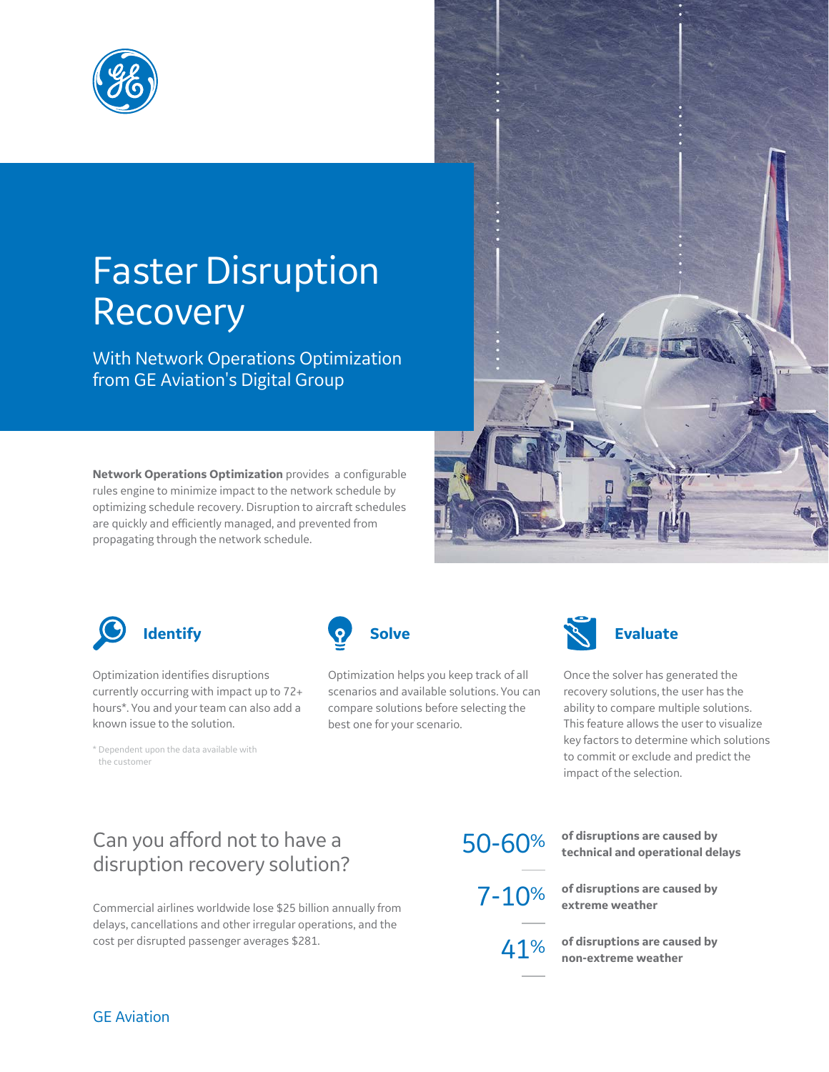# Faster Disruption Recovery

## With Network Operations Optimization from GE Aviation's Digital Group

**Network Operations Optimization** provides a configurable rules engine to minimize impact to the network schedule by optimizing schedule recovery. Disruption to aircraft schedules are quickly and efficiently managed, and prevented from propagating through the network schedule.

### Identify

Optimization identifies disruptions currently occurring with impact up to 72+ hours*. You and your team can also add a known issue to the solution.

\* Dependent upon the data available with the customer

### Solve

Optimization helps you keep track of all scenarios and available solutions. You can compare solutions before selecting the best one for your scenario.

### Evaluate

Once the solver has generated the recovery solutions, the user has the ability to compare multiple solutions. This feature allows the user to visualize key factors to determine which solutions to commit or exclude and predict the impact of the selection.

## Can you afford not to have a disruption recovery solution?

Commercial airlines worldwide lose $25 billion annually from delays, cancellations and other irregular operations, and the cost per disrupted passenger averages $281.

**50-60%** **of disruptions are caused by technical and operational delays**

**7-10%** **of disruptions are caused by extreme weather**

**41%** **of disruptions are caused by non-extreme weather**

GE Aviation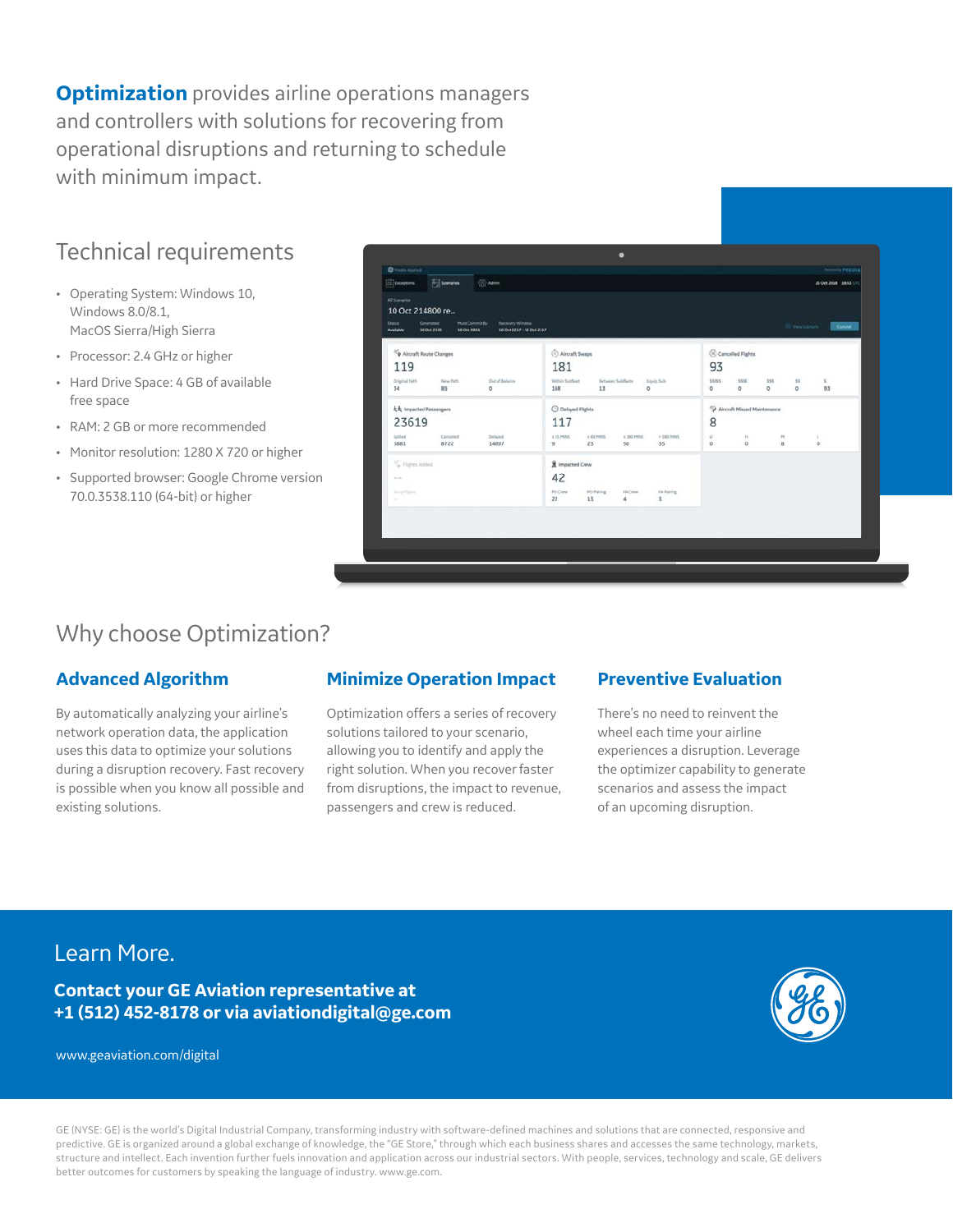**Optimization** provides airline operations managers and controllers with solutions for recovering from operational disruptions and returning to schedule with minimum impact.

## Technical requirements

- Operating System: Windows 10, Windows 8.0/8.1, MacOS Sierra/High Sierra
- Processor: 2.4 GHz or higher
- Hard Drive Space: 4 GB of available free space
- RAM: 2 GB or more recommended
- Monitor resolution: 1280 X 720 or higher
- Supported browser: Google Chrome version 70.0.3538.110 (64-bit) or higher

## Why choose Optimization?

### Advanced Algorithm

By automatically analyzing your airline's network operation data, the application uses this data to optimize your solutions during a disruption recovery. Fast recovery is possible when you know all possible and existing solutions.

### Minimize Operation Impact

Optimization offers a series of recovery solutions tailored to your scenario, allowing you to identify and apply the right solution. When you recover faster from disruptions, the impact to revenue, passengers and crew is reduced.

### Preventive Evaluation

There's no need to reinvent the wheel each time your airline experiences a disruption. Leverage the optimizer capability to generate scenarios and assess the impact of an upcoming disruption.

## Learn More.

**Contact your GE Aviation representative at +1 (512) 452-8178 or via aviationdigital@ge.com**

www.geaviation.com/digital

GE (NYSE: GE) is the world's Digital Industrial Company, transforming industry with software-defined machines and solutions that are connected, responsive and predictive. GE is organized around a global exchange of knowledge, the "GE Store," through which each business shares and accesses the same technology, markets, structure and intellect. Each invention further fuels innovation and application across our industrial sectors. With people, services, technology and scale, GE delivers better outcomes for customers by speaking the language of industry. www.ge.com.